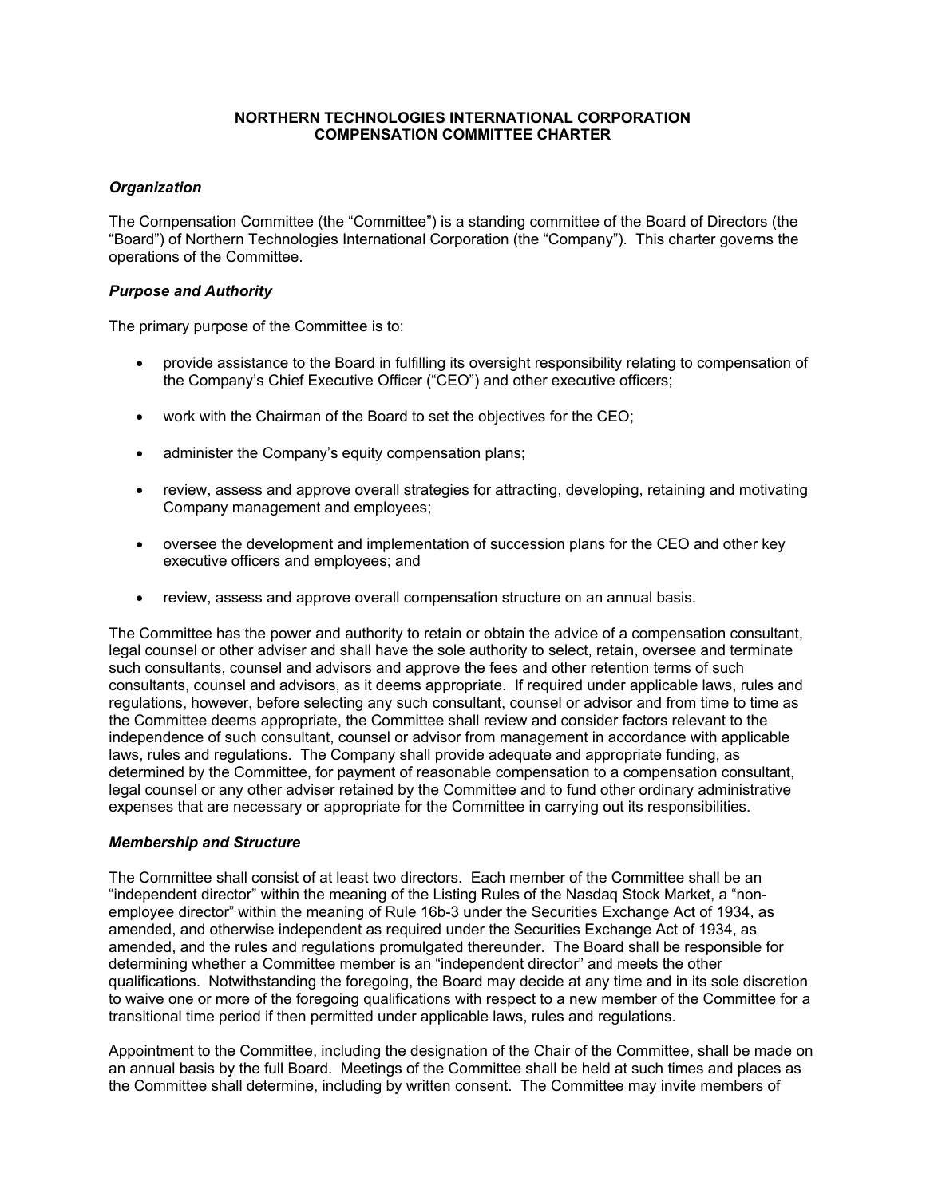# NORTHERN TECHNOLOGIES INTERNATIONAL CORPORATION
# COMPENSATION COMMITTEE CHARTER

***Organization***

The Compensation Committee (the "Committee") is a standing committee of the Board of Directors (the "Board") of Northern Technologies International Corporation (the "Company"). This charter governs the operations of the Committee.

***Purpose and Authority***

The primary purpose of the Committee is to:

- provide assistance to the Board in fulfilling its oversight responsibility relating to compensation of the Company's Chief Executive Officer ("CEO") and other executive officers;
- work with the Chairman of the Board to set the objectives for the CEO;
- administer the Company's equity compensation plans;
- review, assess and approve overall strategies for attracting, developing, retaining and motivating Company management and employees;
- oversee the development and implementation of succession plans for the CEO and other key executive officers and employees; and
- review, assess and approve overall compensation structure on an annual basis.

The Committee has the power and authority to retain or obtain the advice of a compensation consultant, legal counsel or other adviser and shall have the sole authority to select, retain, oversee and terminate such consultants, counsel and advisors and approve the fees and other retention terms of such consultants, counsel and advisors, as it deems appropriate. If required under applicable laws, rules and regulations, however, before selecting any such consultant, counsel or advisor and from time to time as the Committee deems appropriate, the Committee shall review and consider factors relevant to the independence of such consultant, counsel or advisor from management in accordance with applicable laws, rules and regulations. The Company shall provide adequate and appropriate funding, as determined by the Committee, for payment of reasonable compensation to a compensation consultant, legal counsel or any other adviser retained by the Committee and to fund other ordinary administrative expenses that are necessary or appropriate for the Committee in carrying out its responsibilities.

***Membership and Structure***

The Committee shall consist of at least two directors. Each member of the Committee shall be an "independent director" within the meaning of the Listing Rules of the Nasdaq Stock Market, a "non-employee director" within the meaning of Rule 16b-3 under the Securities Exchange Act of 1934, as amended, and otherwise independent as required under the Securities Exchange Act of 1934, as amended, and the rules and regulations promulgated thereunder. The Board shall be responsible for determining whether a Committee member is an "independent director" and meets the other qualifications. Notwithstanding the foregoing, the Board may decide at any time and in its sole discretion to waive one or more of the foregoing qualifications with respect to a new member of the Committee for a transitional time period if then permitted under applicable laws, rules and regulations.

Appointment to the Committee, including the designation of the Chair of the Committee, shall be made on an annual basis by the full Board. Meetings of the Committee shall be held at such times and places as the Committee shall determine, including by written consent. The Committee may invite members of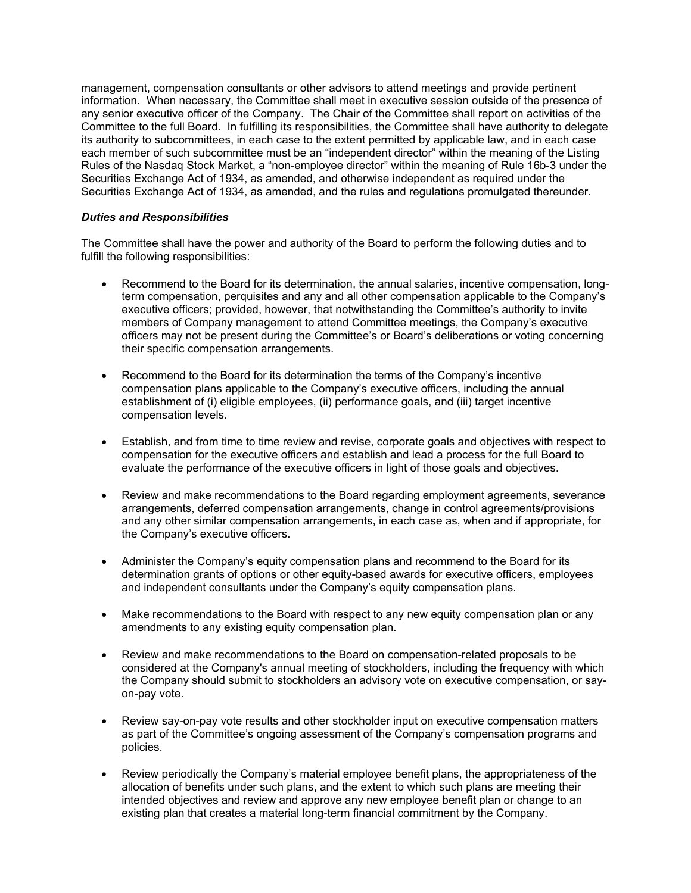management, compensation consultants or other advisors to attend meetings and provide pertinent information. When necessary, the Committee shall meet in executive session outside of the presence of any senior executive officer of the Company. The Chair of the Committee shall report on activities of the Committee to the full Board. In fulfilling its responsibilities, the Committee shall have authority to delegate its authority to subcommittees, in each case to the extent permitted by applicable law, and in each case each member of such subcommittee must be an "independent director" within the meaning of the Listing Rules of the Nasdaq Stock Market, a "non-employee director" within the meaning of Rule 16b-3 under the Securities Exchange Act of 1934, as amended, and otherwise independent as required under the Securities Exchange Act of 1934, as amended, and the rules and regulations promulgated thereunder.

***Duties and Responsibilities***

The Committee shall have the power and authority of the Board to perform the following duties and to fulfill the following responsibilities:

- Recommend to the Board for its determination, the annual salaries, incentive compensation, long-term compensation, perquisites and any and all other compensation applicable to the Company's executive officers; provided, however, that notwithstanding the Committee's authority to invite members of Company management to attend Committee meetings, the Company's executive officers may not be present during the Committee's or Board's deliberations or voting concerning their specific compensation arrangements.

- Recommend to the Board for its determination the terms of the Company's incentive compensation plans applicable to the Company's executive officers, including the annual establishment of (i) eligible employees, (ii) performance goals, and (iii) target incentive compensation levels.

- Establish, and from time to time review and revise, corporate goals and objectives with respect to compensation for the executive officers and establish and lead a process for the full Board to evaluate the performance of the executive officers in light of those goals and objectives.

- Review and make recommendations to the Board regarding employment agreements, severance arrangements, deferred compensation arrangements, change in control agreements/provisions and any other similar compensation arrangements, in each case as, when and if appropriate, for the Company's executive officers.

- Administer the Company's equity compensation plans and recommend to the Board for its determination grants of options or other equity-based awards for executive officers, employees and independent consultants under the Company's equity compensation plans.

- Make recommendations to the Board with respect to any new equity compensation plan or any amendments to any existing equity compensation plan.

- Review and make recommendations to the Board on compensation-related proposals to be considered at the Company's annual meeting of stockholders, including the frequency with which the Company should submit to stockholders an advisory vote on executive compensation, or say-on-pay vote.

- Review say-on-pay vote results and other stockholder input on executive compensation matters as part of the Committee's ongoing assessment of the Company's compensation programs and policies.

- Review periodically the Company's material employee benefit plans, the appropriateness of the allocation of benefits under such plans, and the extent to which such plans are meeting their intended objectives and review and approve any new employee benefit plan or change to an existing plan that creates a material long-term financial commitment by the Company.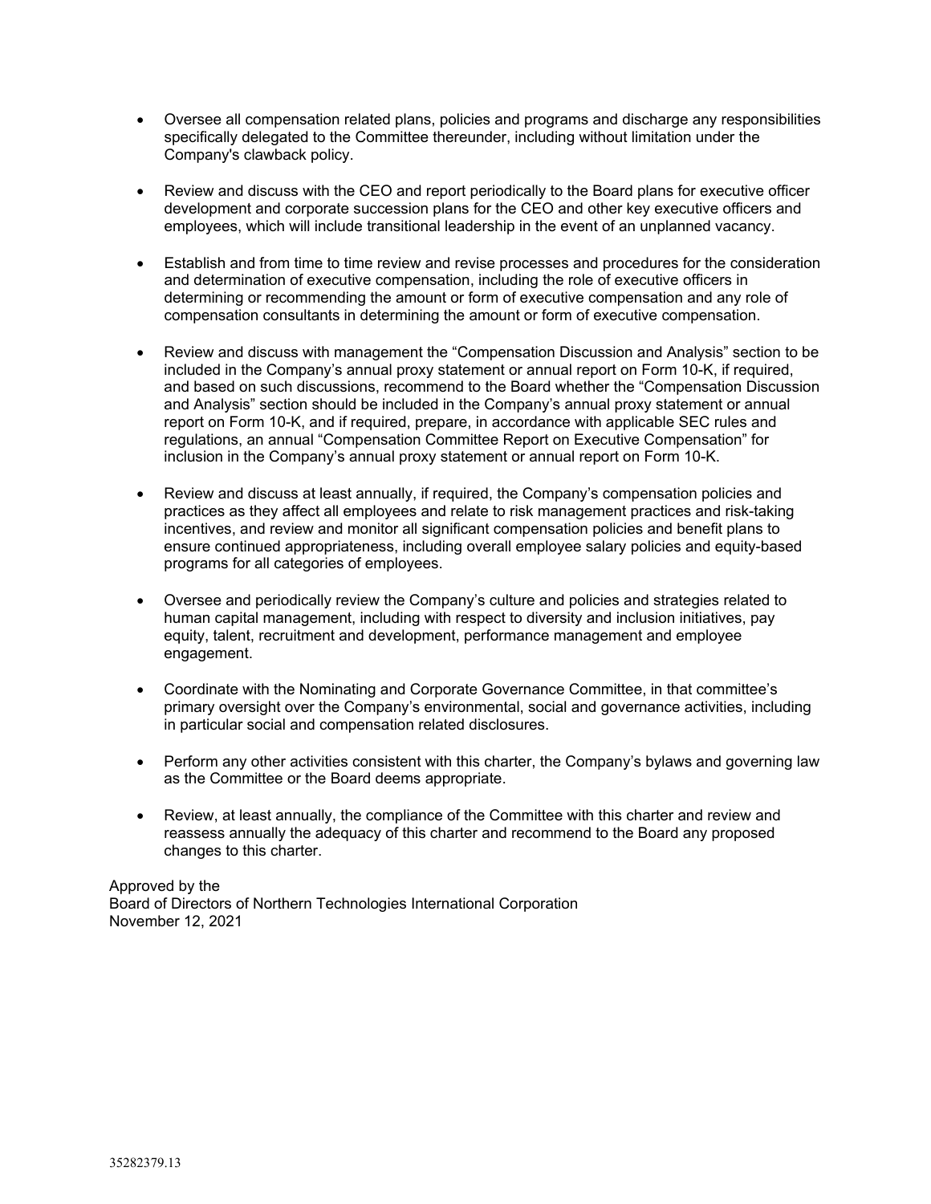- Oversee all compensation related plans, policies and programs and discharge any responsibilities specifically delegated to the Committee thereunder, including without limitation under the Company's clawback policy.

- Review and discuss with the CEO and report periodically to the Board plans for executive officer development and corporate succession plans for the CEO and other key executive officers and employees, which will include transitional leadership in the event of an unplanned vacancy.

- Establish and from time to time review and revise processes and procedures for the consideration and determination of executive compensation, including the role of executive officers in determining or recommending the amount or form of executive compensation and any role of compensation consultants in determining the amount or form of executive compensation.

- Review and discuss with management the "Compensation Discussion and Analysis" section to be included in the Company's annual proxy statement or annual report on Form 10-K, if required, and based on such discussions, recommend to the Board whether the "Compensation Discussion and Analysis" section should be included in the Company's annual proxy statement or annual report on Form 10-K, and if required, prepare, in accordance with applicable SEC rules and regulations, an annual "Compensation Committee Report on Executive Compensation" for inclusion in the Company's annual proxy statement or annual report on Form 10-K.

- Review and discuss at least annually, if required, the Company's compensation policies and practices as they affect all employees and relate to risk management practices and risk-taking incentives, and review and monitor all significant compensation policies and benefit plans to ensure continued appropriateness, including overall employee salary policies and equity-based programs for all categories of employees.

- Oversee and periodically review the Company's culture and policies and strategies related to human capital management, including with respect to diversity and inclusion initiatives, pay equity, talent, recruitment and development, performance management and employee engagement.

- Coordinate with the Nominating and Corporate Governance Committee, in that committee's primary oversight over the Company's environmental, social and governance activities, including in particular social and compensation related disclosures.

- Perform any other activities consistent with this charter, the Company's bylaws and governing law as the Committee or the Board deems appropriate.

- Review, at least annually, the compliance of the Committee with this charter and review and reassess annually the adequacy of this charter and recommend to the Board any proposed changes to this charter.

Approved by the
Board of Directors of Northern Technologies International Corporation
November 12, 2021

35282379.13